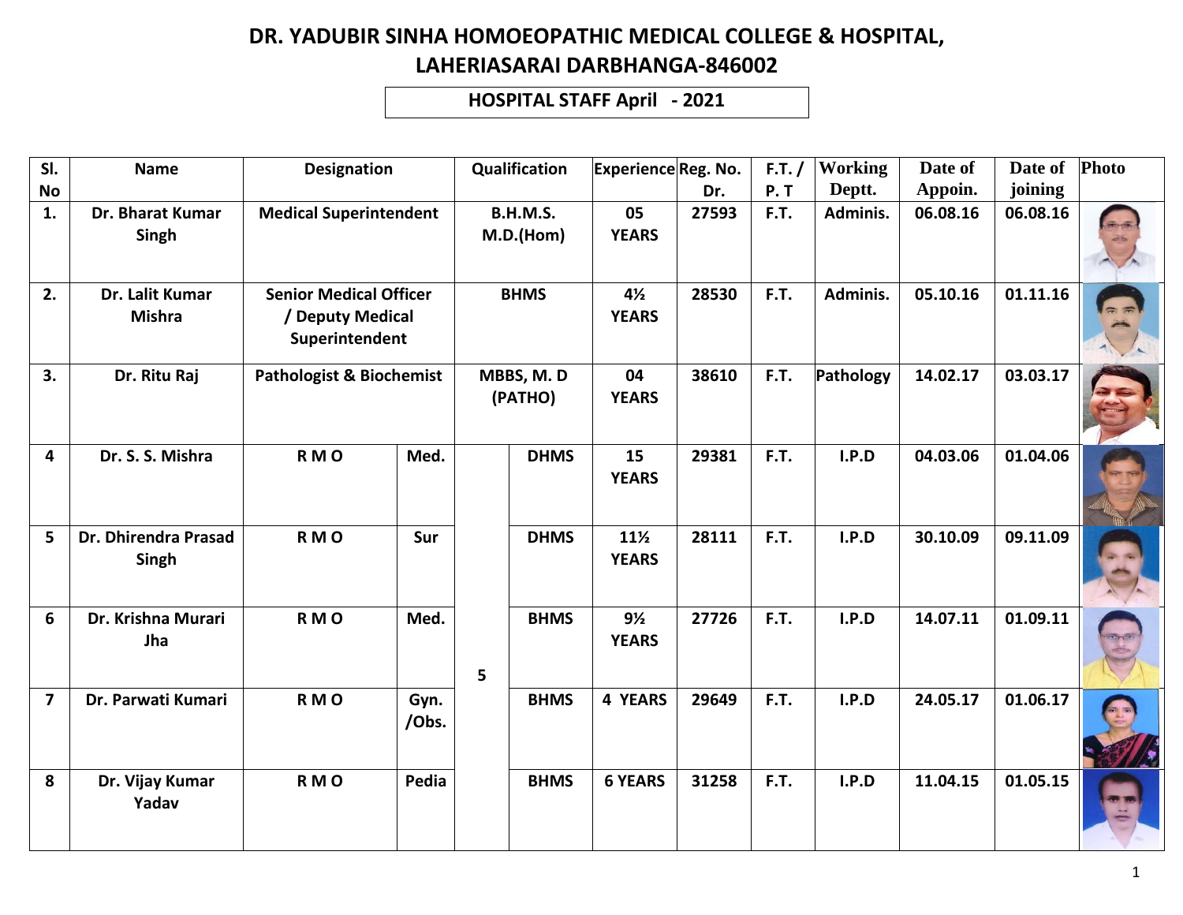# DR. YADUBIR SINHA HOMOEOPATHIC MEDICAL COLLEGE & HOSPITAL, LAHERIASARAI DARBHANGA-846002

## HOSPITAL STAFF April - 2021

| Sl. No | Name | Designation | | Qualification | | Experience | Reg. No. Dr. | F.T. / P. T | Working Deptt. | Date of Appoin. | Date of joining | Photo |
|---|---|---|---|---|---|---|---|---|---|---|---|---|
| 1. | Dr. Bharat Kumar Singh | Medical Superintendent | | B.H.M.S. M.D.(Hom) | | 05 YEARS | 27593 | F.T. | Adminis. | 06.08.16 | 06.08.16 | |
| 2. | Dr. Lalit Kumar Mishra | Senior Medical Officer / Deputy Medical Superintendent | | BHMS | | 4½ YEARS | 28530 | F.T. | Adminis. | 05.10.16 | 01.11.16 | |
| 3. | Dr. Ritu Raj | Pathologist & Biochemist | | MBBS, M. D (PATHO) | | 04 YEARS | 38610 | F.T. | Pathology | 14.02.17 | 03.03.17 | |
| 4 | Dr. S. S. Mishra | R M O | Med. | 5 | DHMS | 15 YEARS | 29381 | F.T. | I.P.D | 04.03.06 | 01.04.06 | |
| 5 | Dr. Dhirendra Prasad Singh | R M O | Sur | | DHMS | 11½ YEARS | 28111 | F.T. | I.P.D | 30.10.09 | 09.11.09 | |
| 6 | Dr. Krishna Murari Jha | R M O | Med. | | BHMS | 9½ YEARS | 27726 | F.T. | I.P.D | 14.07.11 | 01.09.11 | |
| 7 | Dr. Parwati Kumari | R M O | Gyn. /Obs. | | BHMS | 4 YEARS | 29649 | F.T. | I.P.D | 24.05.17 | 01.06.17 | |
| 8 | Dr. Vijay Kumar Yadav | R M O | Pedia | | BHMS | 6 YEARS | 31258 | F.T. | I.P.D | 11.04.15 | 01.05.15 | |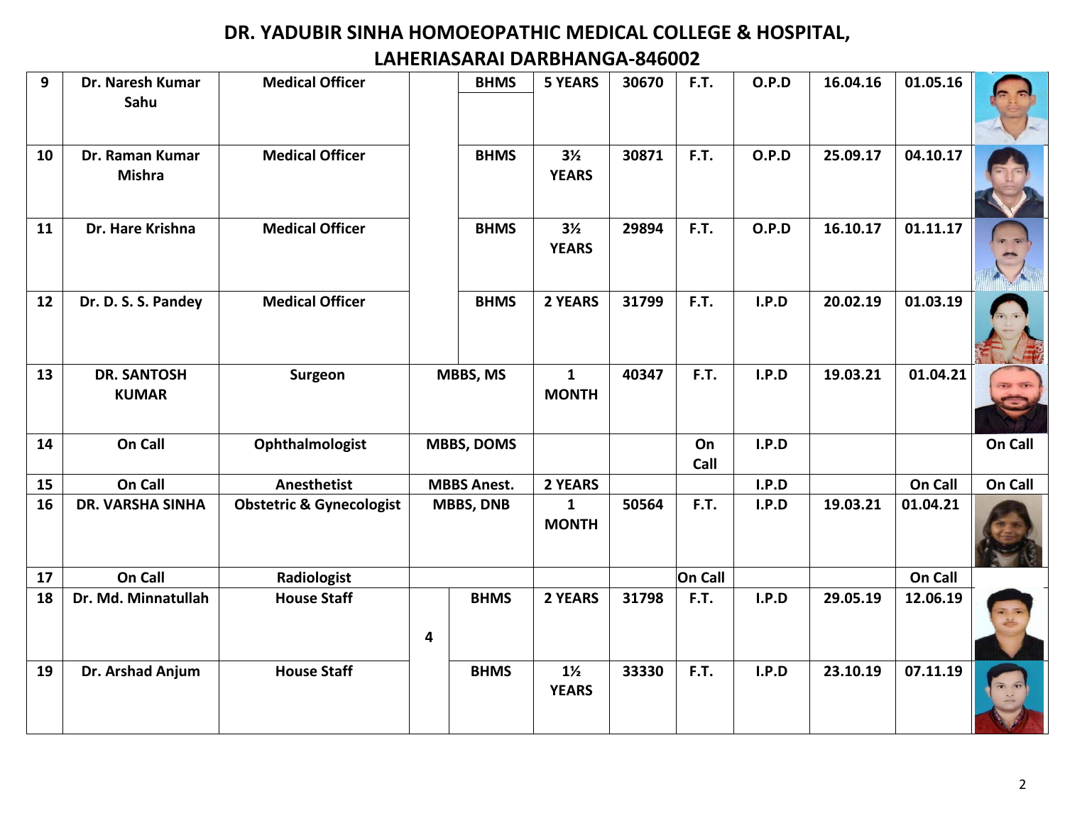# DR. YADUBIR SINHA HOMOEOPATHIC MEDICAL COLLEGE & HOSPITAL, LAHERIASARAI DARBHANGA-846002

| | | | | | | | | | | | |
|---|---|---|---|---|---|---|---|---|---|---|---|
| 9 | Dr. Naresh Kumar Sahu | Medical Officer | | BHMS | 5 YEARS | 30670 | F.T. | O.P.D | 16.04.16 | 01.05.16 | |
| 10 | Dr. Raman Kumar Mishra | Medical Officer | | BHMS | 3½ YEARS | 30871 | F.T. | O.P.D | 25.09.17 | 04.10.17 | |
| 11 | Dr. Hare Krishna | Medical Officer | | BHMS | 3½ YEARS | 29894 | F.T. | O.P.D | 16.10.17 | 01.11.17 | |
| 12 | Dr. D. S. S. Pandey | Medical Officer | | BHMS | 2 YEARS | 31799 | F.T. | I.P.D | 20.02.19 | 01.03.19 | |
| 13 | DR. SANTOSH KUMAR | Surgeon | MBBS, MS | | 1 MONTH | 40347 | F.T. | I.P.D | 19.03.21 | 01.04.21 | |
| 14 | On Call | Ophthalmologist | MBBS, DOMS | | | | On Call | I.P.D | | | On Call |
| 15 | On Call | Anesthetist | MBBS Anest. | | 2 YEARS | | | I.P.D | | On Call | On Call |
| 16 | DR. VARSHA SINHA | Obstetric & Gynecologist | MBBS, DNB | | 1 MONTH | 50564 | F.T. | I.P.D | 19.03.21 | 01.04.21 | |
| 17 | On Call | Radiologist | | | | | On Call | | | On Call | |
| 18 | Dr. Md. Minnatullah | House Staff | 4 | BHMS | 2 YEARS | 31798 | F.T. | I.P.D | 29.05.19 | 12.06.19 | |
| 19 | Dr. Arshad Anjum | House Staff | | BHMS | 1½ YEARS | 33330 | F.T. | I.P.D | 23.10.19 | 07.11.19 | |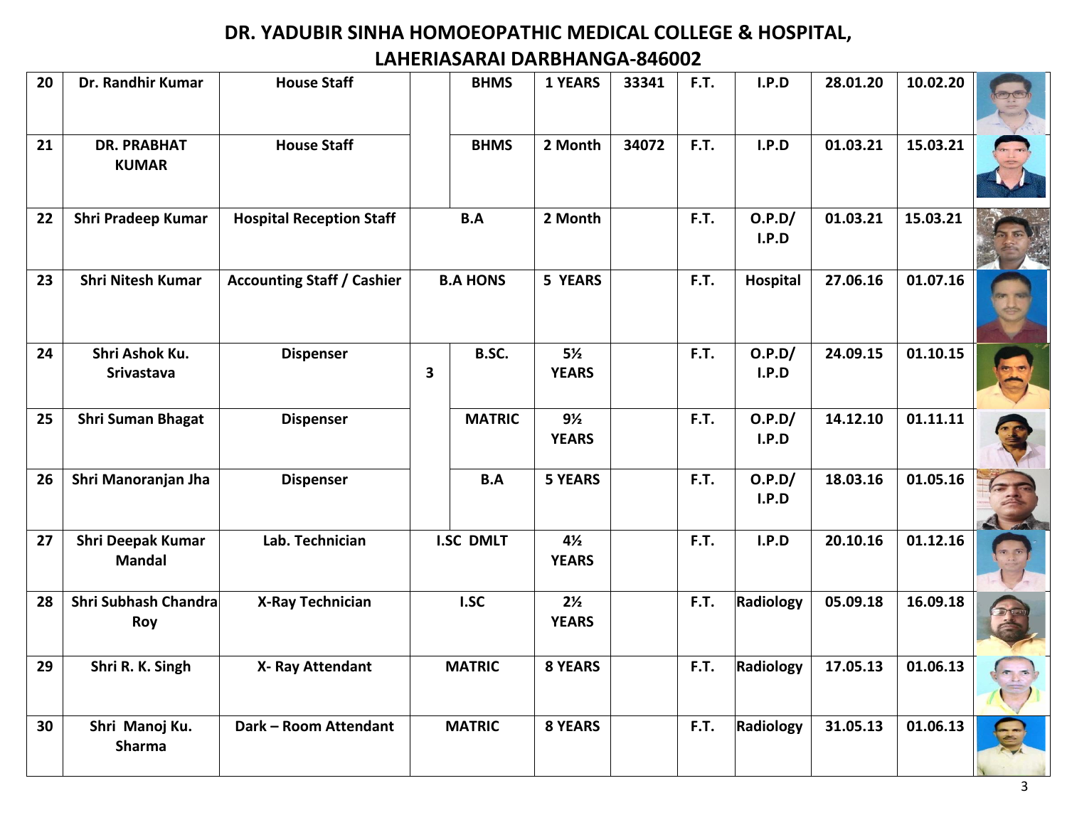# DR. YADUBIR SINHA HOMOEOPATHIC MEDICAL COLLEGE & HOSPITAL, LAHERIASARAI DARBHANGA-846002

| | | | | | | | | | | | |
|---|---|---|---|---|---|---|---|---|---|---|---|
| 20 | Dr. Randhir Kumar | House Staff | | BHMS | 1 YEARS | 33341 | F.T. | I.P.D | 28.01.20 | 10.02.20 | |
| 21 | DR. PRABHAT KUMAR | House Staff | | BHMS | 2 Month | 34072 | F.T. | I.P.D | 01.03.21 | 15.03.21 | |
| 22 | Shri Pradeep Kumar | Hospital Reception Staff | B.A | | 2 Month | | F.T. | O.P.D/ I.P.D | 01.03.21 | 15.03.21 | |
| 23 | Shri Nitesh Kumar | Accounting Staff / Cashier | B.A HONS | | 5 YEARS | | F.T. | Hospital | 27.06.16 | 01.07.16 | |
| 24 | Shri Ashok Ku. Srivastava | Dispenser | 3 | B.SC. | 5½ YEARS | | F.T. | O.P.D/ I.P.D | 24.09.15 | 01.10.15 | |
| 25 | Shri Suman Bhagat | Dispenser | | MATRIC | 9½ YEARS | | F.T. | O.P.D/ I.P.D | 14.12.10 | 01.11.11 | |
| 26 | Shri Manoranjan Jha | Dispenser | | B.A | 5 YEARS | | F.T. | O.P.D/ I.P.D | 18.03.16 | 01.05.16 | |
| 27 | Shri Deepak Kumar Mandal | Lab. Technician | I.SC DMLT | | 4½ YEARS | | F.T. | I.P.D | 20.10.16 | 01.12.16 | |
| 28 | Shri Subhash Chandra Roy | X-Ray Technician | I.SC | | 2½ YEARS | | F.T. | Radiology | 05.09.18 | 16.09.18 | |
| 29 | Shri R. K. Singh | X- Ray Attendant | MATRIC | | 8 YEARS | | F.T. | Radiology | 17.05.13 | 01.06.13 | |
| 30 | Shri Manoj Ku. Sharma | Dark – Room Attendant | MATRIC | | 8 YEARS | | F.T. | Radiology | 31.05.13 | 01.06.13 | |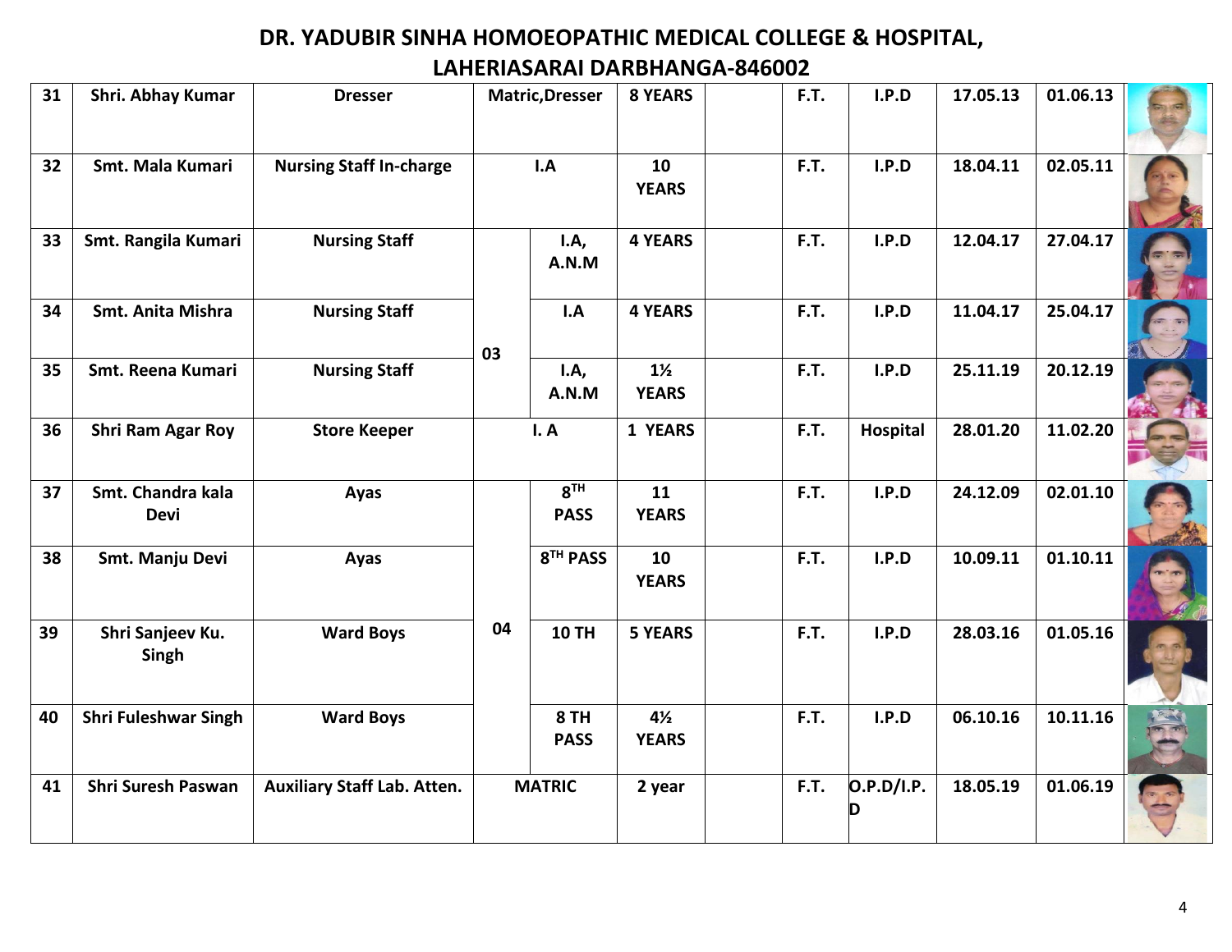# DR. YADUBIR SINHA HOMOEOPATHIC MEDICAL COLLEGE & HOSPITAL, LAHERIASARAI DARBHANGA-846002

| | | | | | | | | | | | |
|---|---|---|---|---|---|---|---|---|---|---|---|
| 31 | Shri. Abhay Kumar | Dresser | Matric,Dresser | | 8 YEARS | | F.T. | I.P.D | 17.05.13 | 01.06.13 | |
| 32 | Smt. Mala Kumari | Nursing Staff In-charge | I.A | | 10 YEARS | | F.T. | I.P.D | 18.04.11 | 02.05.11 | |
| 33 | Smt. Rangila Kumari | Nursing Staff | 03 | I.A, A.N.M | 4 YEARS | | F.T. | I.P.D | 12.04.17 | 27.04.17 | |
| 34 | Smt. Anita Mishra | Nursing Staff | | I.A | 4 YEARS | | F.T. | I.P.D | 11.04.17 | 25.04.17 | |
| 35 | Smt. Reena Kumari | Nursing Staff | | I.A, A.N.M | 1½ YEARS | | F.T. | I.P.D | 25.11.19 | 20.12.19 | |
| 36 | Shri Ram Agar Roy | Store Keeper | I. A | | 1 YEARS | | F.T. | Hospital | 28.01.20 | 11.02.20 | |
| 37 | Smt. Chandra kala Devi | Ayas | 04 | 8TH PASS | 11 YEARS | | F.T. | I.P.D | 24.12.09 | 02.01.10 | |
| 38 | Smt. Manju Devi | Ayas | | 8TH PASS | 10 YEARS | | F.T. | I.P.D | 10.09.11 | 01.10.11 | |
| 39 | Shri Sanjeev Ku. Singh | Ward Boys | | 10 TH | 5 YEARS | | F.T. | I.P.D | 28.03.16 | 01.05.16 | |
| 40 | Shri Fuleshwar Singh | Ward Boys | | 8 TH PASS | 4½ YEARS | | F.T. | I.P.D | 06.10.16 | 10.11.16 | |
| 41 | Shri Suresh Paswan | Auxiliary Staff Lab. Atten. | MATRIC | | 2 year | | F.T. | O.P.D/I.P.D | 18.05.19 | 01.06.19 | |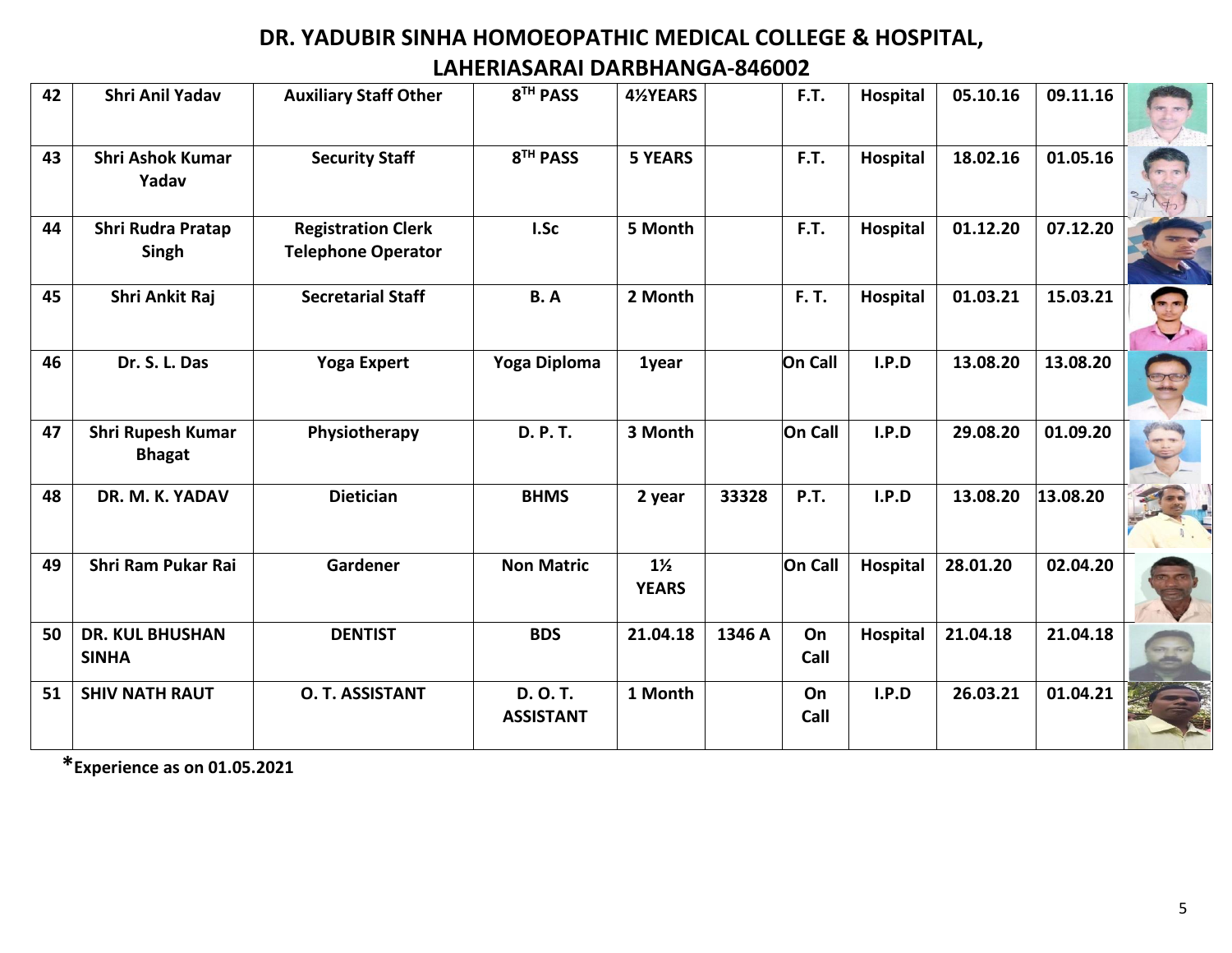# DR. YADUBIR SINHA HOMOEOPATHIC MEDICAL COLLEGE & HOSPITAL, LAHERIASARAI DARBHANGA-846002

| | | | | | | | | | | |
|---|---|---|---|---|---|---|---|---|---|---|
| 42 | Shri Anil Yadav | Auxiliary Staff Other | 8TH PASS | 4½YEARS | | F.T. | Hospital | 05.10.16 | 09.11.16 | |
| 43 | Shri Ashok Kumar Yadav | Security Staff | 8TH PASS | 5 YEARS | | F.T. | Hospital | 18.02.16 | 01.05.16 | |
| 44 | Shri Rudra Pratap Singh | Registration Clerk Telephone Operator | I.Sc | 5 Month | | F.T. | Hospital | 01.12.20 | 07.12.20 | |
| 45 | Shri Ankit Raj | Secretarial Staff | B. A | 2 Month | | F. T. | Hospital | 01.03.21 | 15.03.21 | |
| 46 | Dr. S. L. Das | Yoga Expert | Yoga Diploma | 1year | | On Call | I.P.D | 13.08.20 | 13.08.20 | |
| 47 | Shri Rupesh Kumar Bhagat | Physiotherapy | D. P. T. | 3 Month | | On Call | I.P.D | 29.08.20 | 01.09.20 | |
| 48 | DR. M. K. YADAV | Dietician | BHMS | 2 year | 33328 | P.T. | I.P.D | 13.08.20 | 13.08.20 | |
| 49 | Shri Ram Pukar Rai | Gardener | Non Matric | 1½ YEARS | | On Call | Hospital | 28.01.20 | 02.04.20 | |
| 50 | DR. KUL BHUSHAN SINHA | DENTIST | BDS | 21.04.18 | 1346 A | On Call | Hospital | 21.04.18 | 21.04.18 | |
| 51 | SHIV NATH RAUT | O. T. ASSISTANT | D. O. T. ASSISTANT | 1 Month | | On Call | I.P.D | 26.03.21 | 01.04.21 | |

*Experience as on 01.05.2021